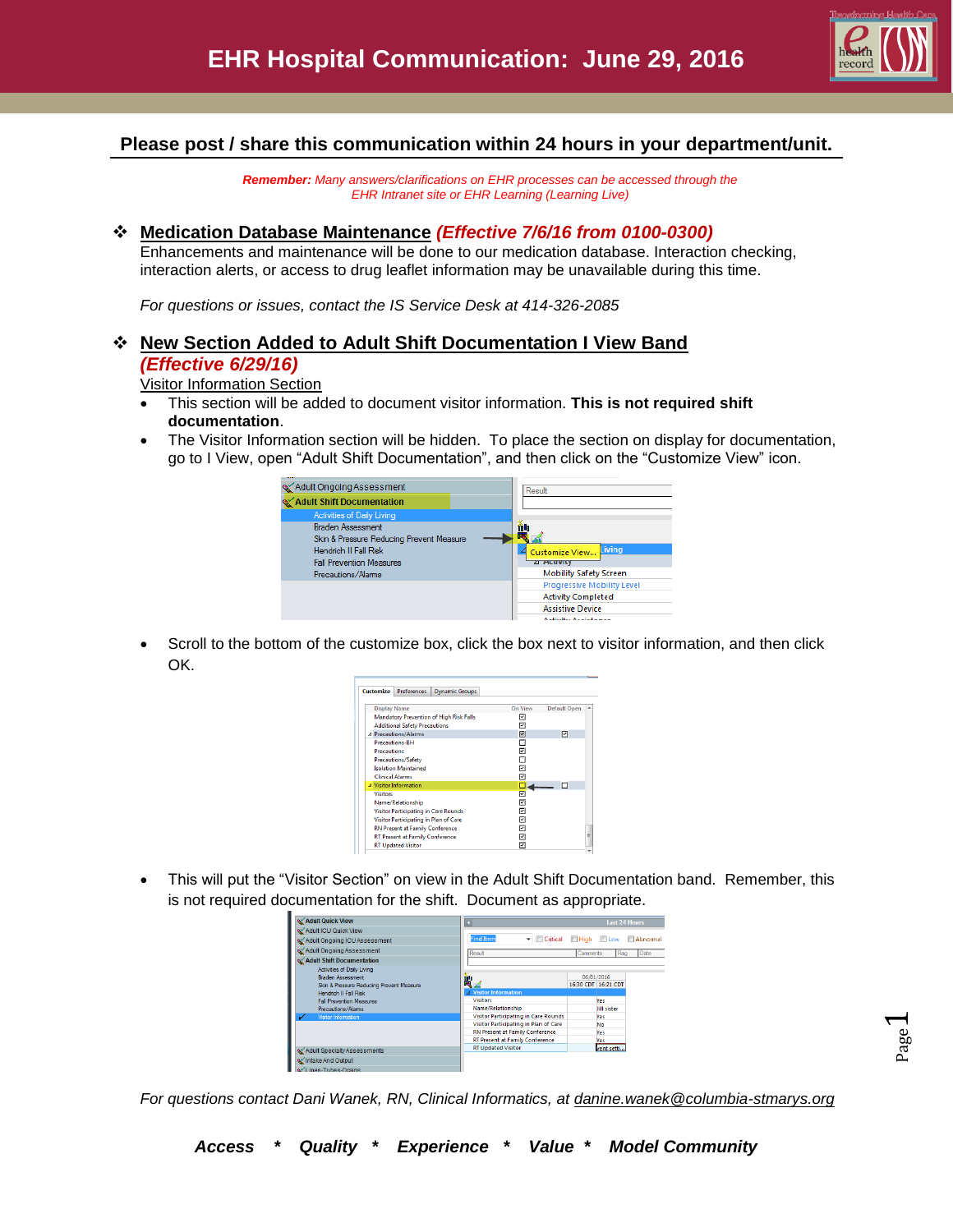# EHR Hospital Communication: June 29, 2016

**Please post / share this communication within 24 hours in your department/unit.**

***Remember:*** *Many answers/clarifications on EHR processes can be accessed through the EHR Intranet site or EHR Learning (Learning Live)*

## ❖ Medication Database Maintenance *(Effective 7/6/16 from 0100-0300)*

Enhancements and maintenance will be done to our medication database. Interaction checking, interaction alerts, or access to drug leaflet information may be unavailable during this time.

*For questions or issues, contact the IS Service Desk at 414-326-2085*

## ❖ New Section Added to Adult Shift Documentation I View Band *(Effective 6/29/16)*

Visitor Information Section

- This section will be added to document visitor information. **This is not required shift documentation**.
- The Visitor Information section will be hidden. To place the section on display for documentation, go to I View, open "Adult Shift Documentation", and then click on the "Customize View" icon.
- Scroll to the bottom of the customize box, click the box next to visitor information, and then click OK.
- This will put the "Visitor Section" on view in the Adult Shift Documentation band. Remember, this is not required documentation for the shift. Document as appropriate.

*For questions contact Dani Wanek, RN, Clinical Informatics, at danine.wanek@columbia-stmarys.org*

***Access * Quality * Experience * Value * Model Community***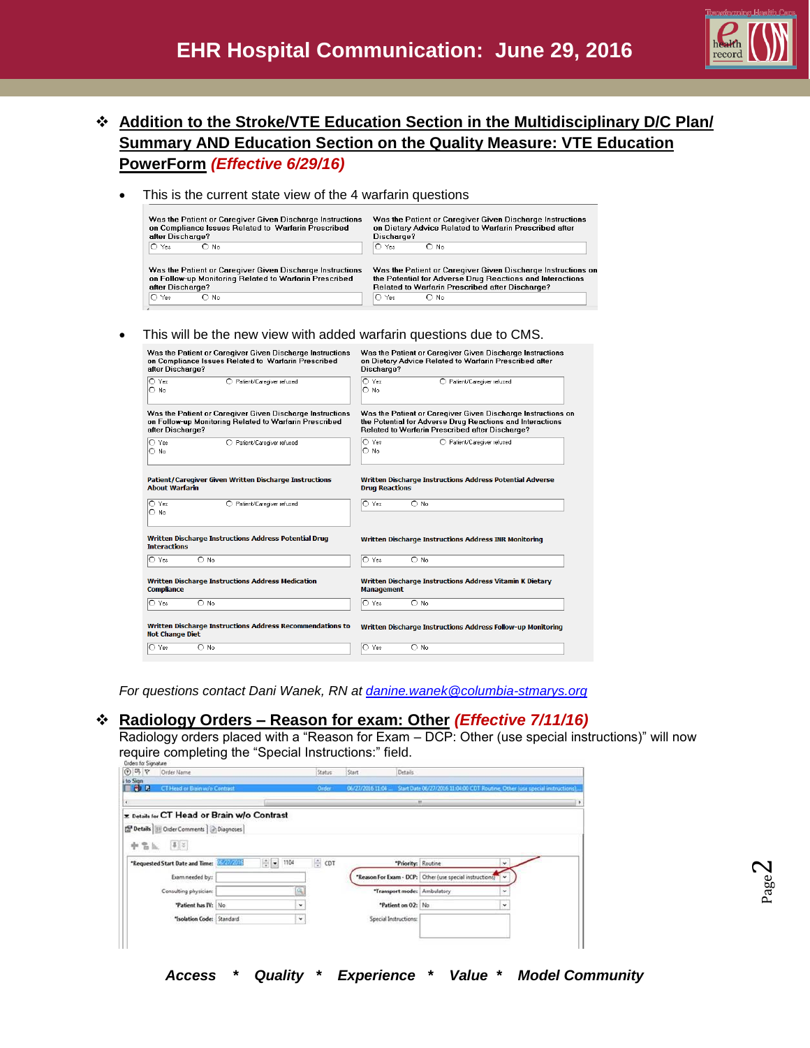## Addition to the Stroke/VTE Education Section in the Multidisciplinary D/C Plan/ Summary AND Education Section on the Quality Measure: VTE Education PowerForm *(Effective 6/29/16)*

- This is the current state view of the 4 warfarin questions

Was the Patient or Caregiver Given Discharge Instructions on Compliance Issues Related to Warfarin Prescribed after Discharge?
○ Yes ○ No

Was the Patient or Caregiver Given Discharge Instructions on Dietary Advice Related to Warfarin Prescribed after Discharge?
○ Yes ○ No

Was the Patient or Caregiver Given Discharge Instructions on Follow-up Monitoring Related to Warfarin Prescribed after Discharge?
○ Yes ○ No

Was the Patient or Caregiver Given Discharge Instructions on the Potential for Adverse Drug Reactions and Interactions Related to Warfarin Prescribed after Discharge?
○ Yes ○ No

- This will be the new view with added warfarin questions due to CMS.

Was the Patient or Caregiver Given Discharge Instructions on Compliance Issues Related to Warfarin Prescribed after Discharge?
○ Yes ○ No ○ Patient/Caregiver refused

Was the Patient or Caregiver Given Discharge Instructions on Dietary Advice Related to Warfarin Prescribed after Discharge?
○ Yes ○ No ○ Patient/Caregiver refused

Was the Patient or Caregiver Given Discharge Instructions on Follow-up Monitoring Related to Warfarin Prescribed after Discharge?
○ Yes ○ No ○ Patient/Caregiver refused

Was the Patient or Caregiver Given Discharge Instructions on the Potential for Adverse Drug Reactions and Interactions Related to Warfarin Prescribed after Discharge?
○ Yes ○ No ○ Patient/Caregiver refused

**Patient/Caregiver Given Written Discharge Instructions About Warfarin**
○ Yes ○ No ○ Patient/Caregiver refused

**Written Discharge Instructions Address Potential Adverse Drug Reactions**
○ Yes ○ No

**Written Discharge Instructions Address Potential Drug Interactions**
○ Yes ○ No

**Written Discharge Instructions Address INR Monitoring**
○ Yes ○ No

**Written Discharge Instructions Address Medication Compliance**
○ Yes ○ No

**Written Discharge Instructions Address Vitamin K Dietary Management**
○ Yes ○ No

**Written Discharge Instructions Address Recommendations to Not Change Diet**
○ Yes ○ No

**Written Discharge Instructions Address Follow-up Monitoring**
○ Yes ○ No

*For questions contact Dani Wanek, RN at danine.wanek@columbia-stmarys.org*

## Radiology Orders – Reason for exam: Other *(Effective 7/11/16)*

Radiology orders placed with a "Reason for Exam – DCP: Other (use special instructions)" will now require completing the "Special Instructions:" field.

| Order Name | Status | Start | Details |
|---|---|---|---|
| CT Head or Brain w/o Contrast | Order | 06/27/2016 11:04 ... | Start Date 06/27/2016 11:04:00 CDT Routine, Other (use special instructions)... |

**Details for CT Head or Brain w/o Contrast**

Details | Order Comments | Diagnoses

*Requested Start Date and Time: 06/27/2016 1104 CDT
*Priority: Routine
Exam needed by:
*Reason For Exam - DCP: Other (use special instructions)
Consulting physician:
*Transport mode: Ambulatory
*Patient has IV: No
*Patient on O2: No
*Isolation Code: Standard
Special Instructions:

*Access * Quality * Experience * Value * Model Community*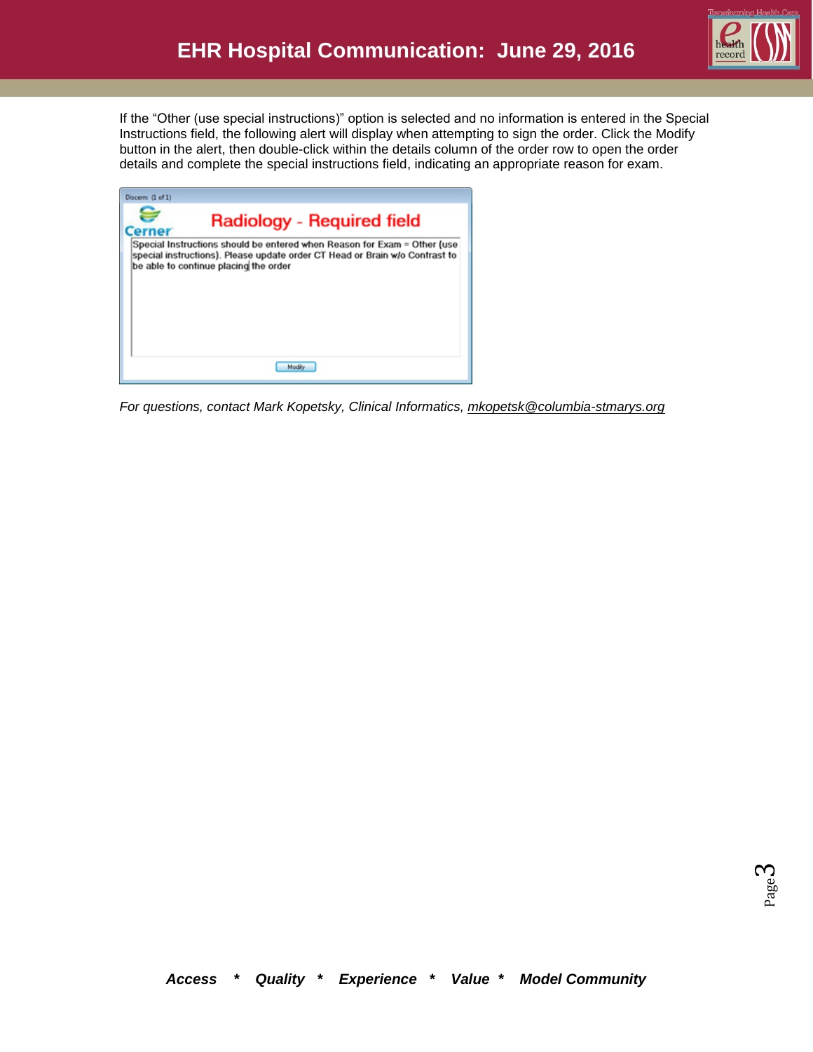If the “Other (use special instructions)” option is selected and no information is entered in the Special Instructions field, the following alert will display when attempting to sign the order. Click the Modify button in the alert, then double-click within the details column of the order row to open the order details and complete the special instructions field, indicating an appropriate reason for exam.

Discern: (1 of 1)

Cerner

Radiology - Required field

Special Instructions should be entered when Reason for Exam = Other (use special instructions). Please update order CT Head or Brain w/o Contrast to be able to continue placing the order

Modify

*For questions, contact Mark Kopetsky, Clinical Informatics, mkopetsk@columbia-stmarys.org*